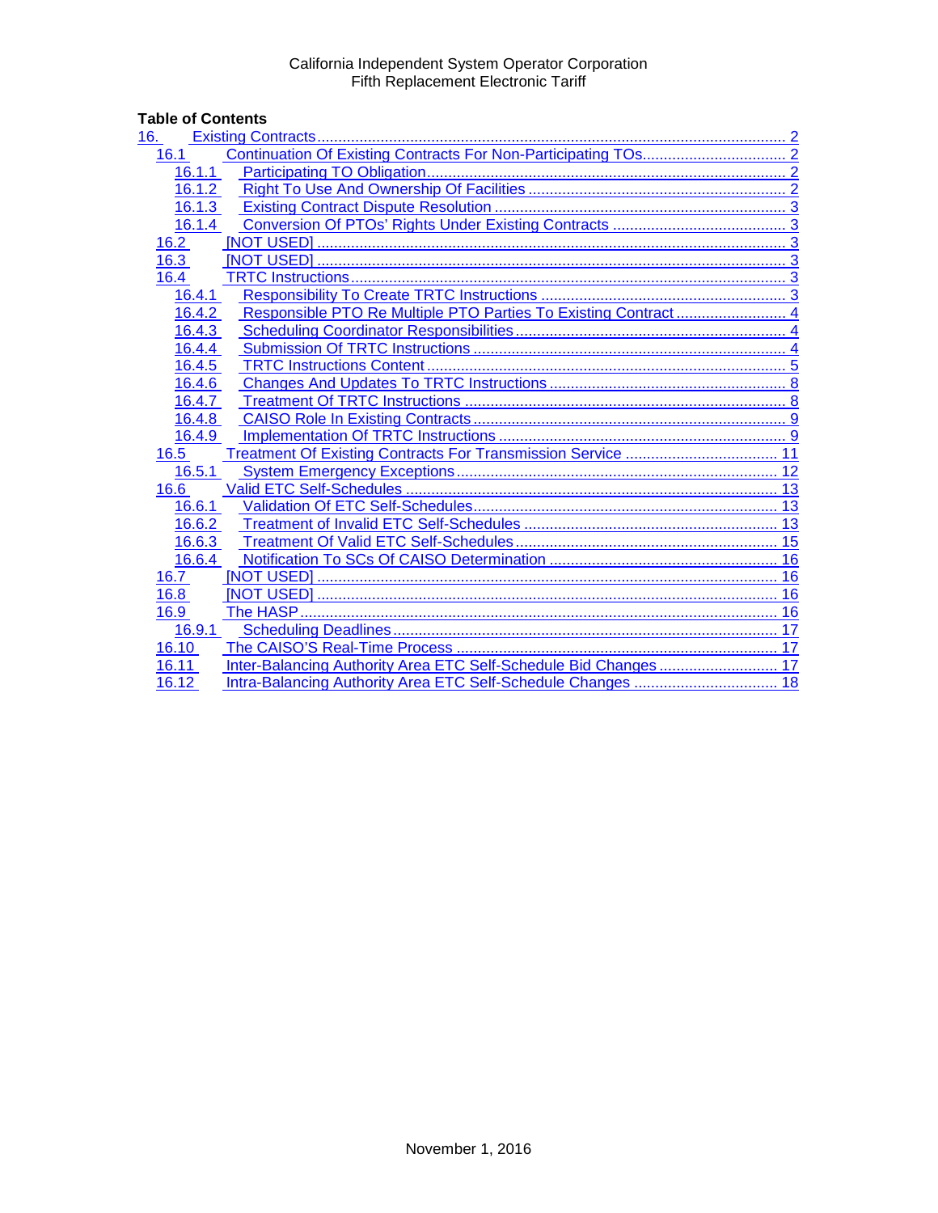California Independent System Operator Corporation
Fifth Replacement Electronic Tariff

**Table of Contents**

16. Existing Contracts ..... 2
- 16.1 Continuation Of Existing Contracts For Non-Participating TOs ..... 2
  - 16.1.1 Participating TO Obligation ..... 2
  - 16.1.2 Right To Use And Ownership Of Facilities ..... 2
  - 16.1.3 Existing Contract Dispute Resolution ..... 3
  - 16.1.4 Conversion Of PTOs' Rights Under Existing Contracts ..... 3
- 16.2 [NOT USED] ..... 3
- 16.3 [NOT USED] ..... 3
- 16.4 TRTC Instructions ..... 3
  - 16.4.1 Responsibility To Create TRTC Instructions ..... 3
  - 16.4.2 Responsible PTO Re Multiple PTO Parties To Existing Contract ..... 4
  - 16.4.3 Scheduling Coordinator Responsibilities ..... 4
  - 16.4.4 Submission Of TRTC Instructions ..... 4
  - 16.4.5 TRTC Instructions Content ..... 5
  - 16.4.6 Changes And Updates To TRTC Instructions ..... 8
  - 16.4.7 Treatment Of TRTC Instructions ..... 8
  - 16.4.8 CAISO Role In Existing Contracts ..... 9
  - 16.4.9 Implementation Of TRTC Instructions ..... 9
- 16.5 Treatment Of Existing Contracts For Transmission Service ..... 11
  - 16.5.1 System Emergency Exceptions ..... 12
- 16.6 Valid ETC Self-Schedules ..... 13
  - 16.6.1 Validation Of ETC Self-Schedules ..... 13
  - 16.6.2 Treatment of Invalid ETC Self-Schedules ..... 13
  - 16.6.3 Treatment Of Valid ETC Self-Schedules ..... 15
  - 16.6.4 Notification To SCs Of CAISO Determination ..... 16
- 16.7 [NOT USED] ..... 16
- 16.8 [NOT USED] ..... 16
- 16.9 The HASP ..... 16
  - 16.9.1 Scheduling Deadlines ..... 17
- 16.10 The CAISO'S Real-Time Process ..... 17
- 16.11 Inter-Balancing Authority Area ETC Self-Schedule Bid Changes ..... 17
- 16.12 Intra-Balancing Authority Area ETC Self-Schedule Changes ..... 18

November 1, 2016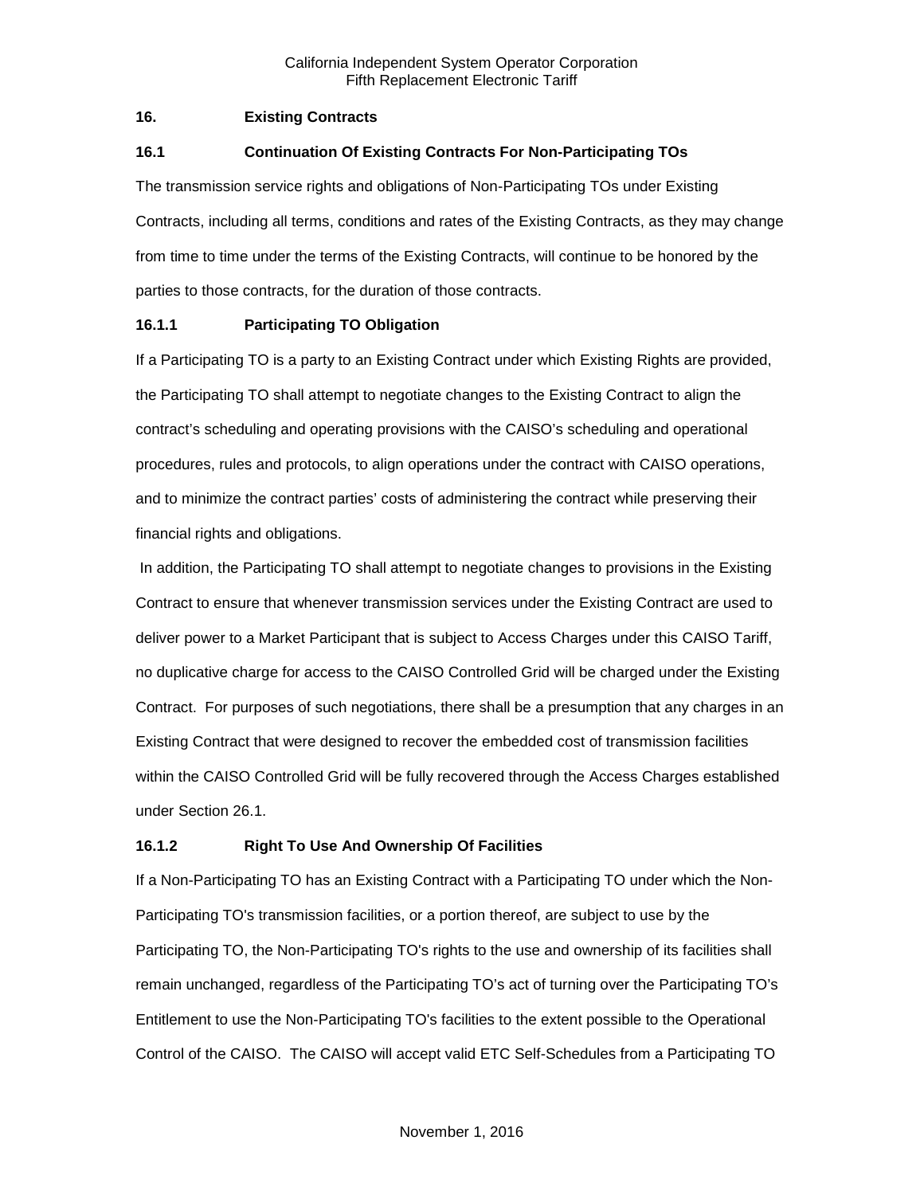## 16. Existing Contracts

### 16.1 Continuation Of Existing Contracts For Non-Participating TOs

The transmission service rights and obligations of Non-Participating TOs under Existing Contracts, including all terms, conditions and rates of the Existing Contracts, as they may change from time to time under the terms of the Existing Contracts, will continue to be honored by the parties to those contracts, for the duration of those contracts.

#### 16.1.1 Participating TO Obligation

If a Participating TO is a party to an Existing Contract under which Existing Rights are provided, the Participating TO shall attempt to negotiate changes to the Existing Contract to align the contract's scheduling and operating provisions with the CAISO's scheduling and operational procedures, rules and protocols, to align operations under the contract with CAISO operations, and to minimize the contract parties' costs of administering the contract while preserving their financial rights and obligations.

In addition, the Participating TO shall attempt to negotiate changes to provisions in the Existing Contract to ensure that whenever transmission services under the Existing Contract are used to deliver power to a Market Participant that is subject to Access Charges under this CAISO Tariff, no duplicative charge for access to the CAISO Controlled Grid will be charged under the Existing Contract. For purposes of such negotiations, there shall be a presumption that any charges in an Existing Contract that were designed to recover the embedded cost of transmission facilities within the CAISO Controlled Grid will be fully recovered through the Access Charges established under Section 26.1.

#### 16.1.2 Right To Use And Ownership Of Facilities

If a Non-Participating TO has an Existing Contract with a Participating TO under which the Non-Participating TO's transmission facilities, or a portion thereof, are subject to use by the Participating TO, the Non-Participating TO's rights to the use and ownership of its facilities shall remain unchanged, regardless of the Participating TO's act of turning over the Participating TO's Entitlement to use the Non-Participating TO's facilities to the extent possible to the Operational Control of the CAISO. The CAISO will accept valid ETC Self-Schedules from a Participating TO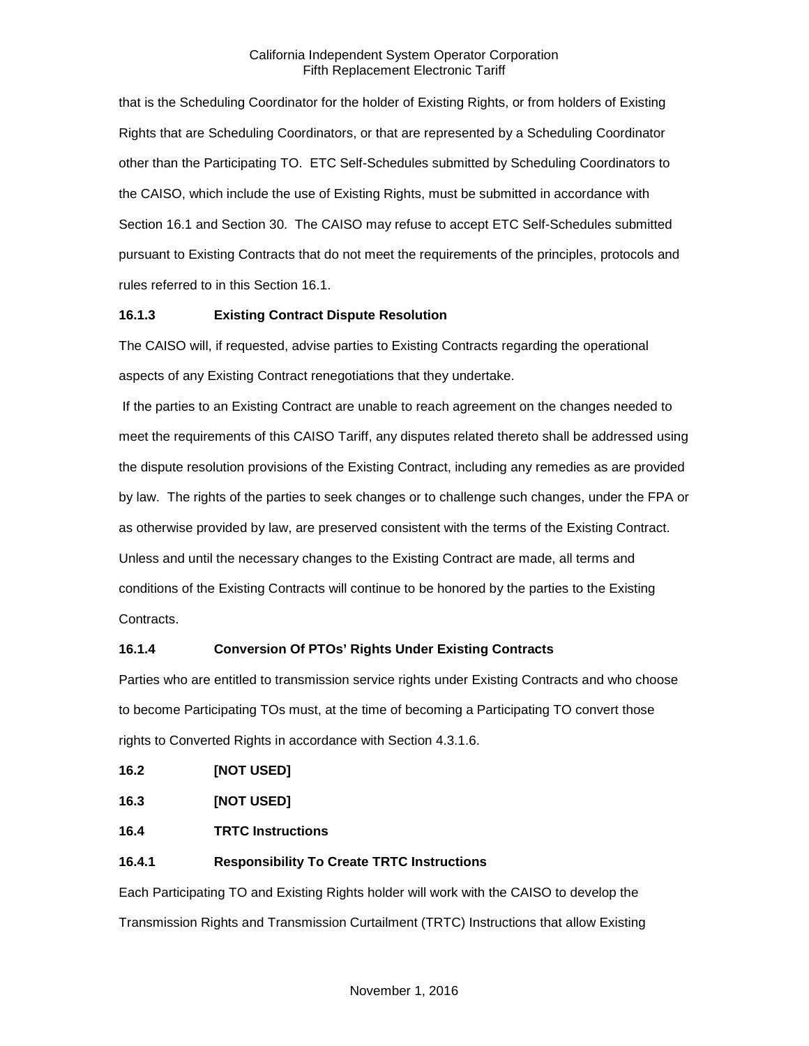that is the Scheduling Coordinator for the holder of Existing Rights, or from holders of Existing Rights that are Scheduling Coordinators, or that are represented by a Scheduling Coordinator other than the Participating TO. ETC Self-Schedules submitted by Scheduling Coordinators to the CAISO, which include the use of Existing Rights, must be submitted in accordance with Section 16.1 and Section 30. The CAISO may refuse to accept ETC Self-Schedules submitted pursuant to Existing Contracts that do not meet the requirements of the principles, protocols and rules referred to in this Section 16.1.

**16.1.3 Existing Contract Dispute Resolution**

The CAISO will, if requested, advise parties to Existing Contracts regarding the operational aspects of any Existing Contract renegotiations that they undertake.

If the parties to an Existing Contract are unable to reach agreement on the changes needed to meet the requirements of this CAISO Tariff, any disputes related thereto shall be addressed using the dispute resolution provisions of the Existing Contract, including any remedies as are provided by law. The rights of the parties to seek changes or to challenge such changes, under the FPA or as otherwise provided by law, are preserved consistent with the terms of the Existing Contract. Unless and until the necessary changes to the Existing Contract are made, all terms and conditions of the Existing Contracts will continue to be honored by the parties to the Existing Contracts.

**16.1.4 Conversion Of PTOs' Rights Under Existing Contracts**

Parties who are entitled to transmission service rights under Existing Contracts and who choose to become Participating TOs must, at the time of becoming a Participating TO convert those rights to Converted Rights in accordance with Section 4.3.1.6.

**16.2 [NOT USED]**

**16.3 [NOT USED]**

**16.4 TRTC Instructions**

**16.4.1 Responsibility To Create TRTC Instructions**

Each Participating TO and Existing Rights holder will work with the CAISO to develop the Transmission Rights and Transmission Curtailment (TRTC) Instructions that allow Existing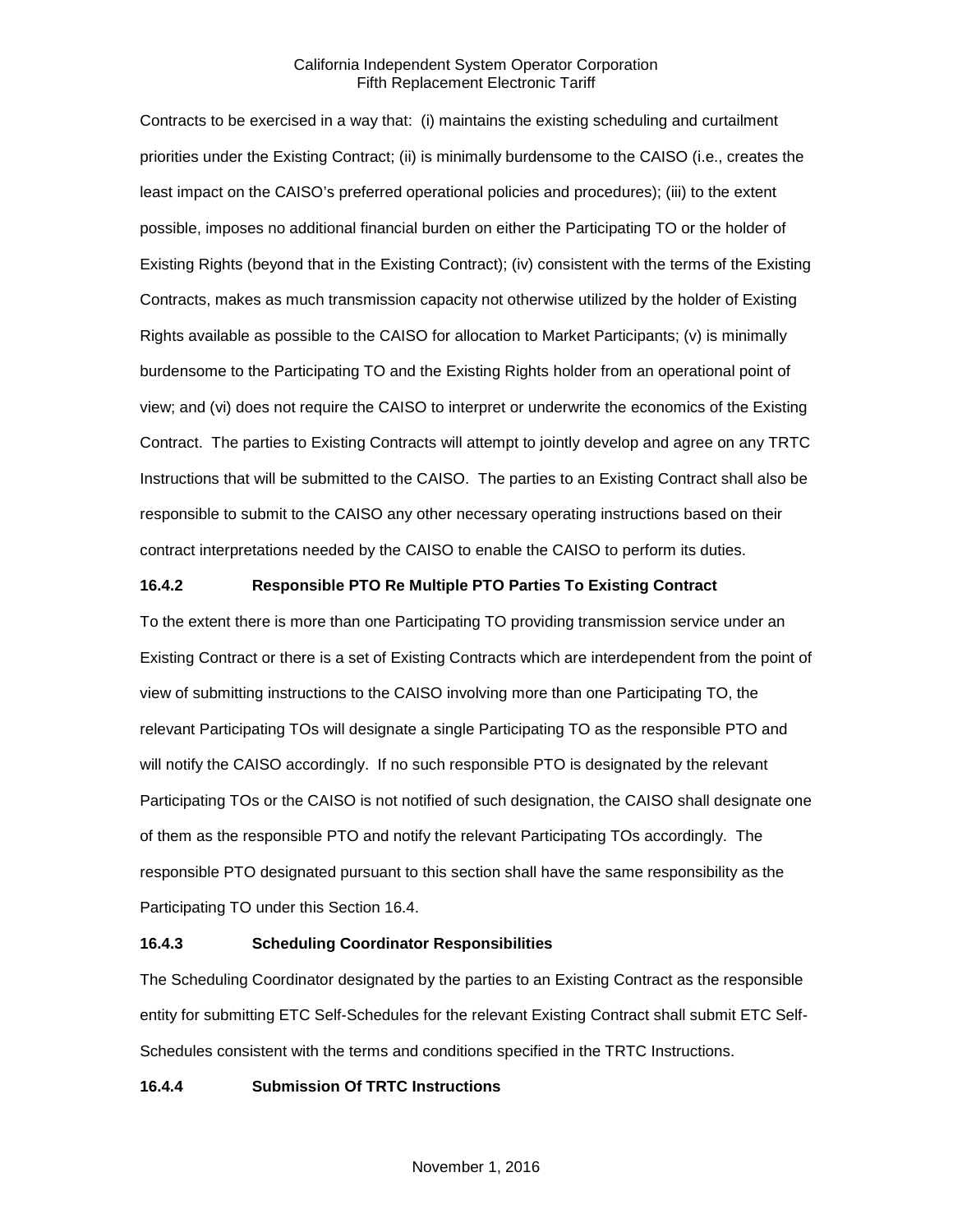Contracts to be exercised in a way that: (i) maintains the existing scheduling and curtailment priorities under the Existing Contract; (ii) is minimally burdensome to the CAISO (i.e., creates the least impact on the CAISO's preferred operational policies and procedures); (iii) to the extent possible, imposes no additional financial burden on either the Participating TO or the holder of Existing Rights (beyond that in the Existing Contract); (iv) consistent with the terms of the Existing Contracts, makes as much transmission capacity not otherwise utilized by the holder of Existing Rights available as possible to the CAISO for allocation to Market Participants; (v) is minimally burdensome to the Participating TO and the Existing Rights holder from an operational point of view; and (vi) does not require the CAISO to interpret or underwrite the economics of the Existing Contract. The parties to Existing Contracts will attempt to jointly develop and agree on any TRTC Instructions that will be submitted to the CAISO. The parties to an Existing Contract shall also be responsible to submit to the CAISO any other necessary operating instructions based on their contract interpretations needed by the CAISO to enable the CAISO to perform its duties.

### 16.4.2 Responsible PTO Re Multiple PTO Parties To Existing Contract

To the extent there is more than one Participating TO providing transmission service under an Existing Contract or there is a set of Existing Contracts which are interdependent from the point of view of submitting instructions to the CAISO involving more than one Participating TO, the relevant Participating TOs will designate a single Participating TO as the responsible PTO and will notify the CAISO accordingly. If no such responsible PTO is designated by the relevant Participating TOs or the CAISO is not notified of such designation, the CAISO shall designate one of them as the responsible PTO and notify the relevant Participating TOs accordingly. The responsible PTO designated pursuant to this section shall have the same responsibility as the Participating TO under this Section 16.4.

### 16.4.3 Scheduling Coordinator Responsibilities

The Scheduling Coordinator designated by the parties to an Existing Contract as the responsible entity for submitting ETC Self-Schedules for the relevant Existing Contract shall submit ETC Self-Schedules consistent with the terms and conditions specified in the TRTC Instructions.

### 16.4.4 Submission Of TRTC Instructions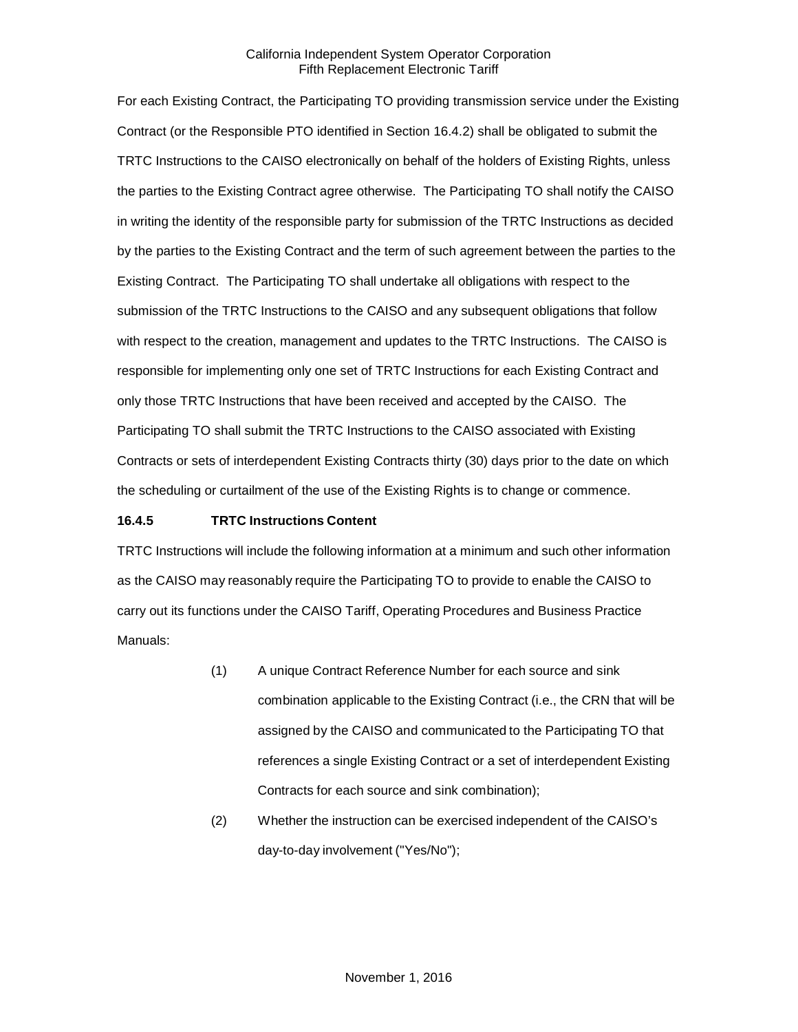For each Existing Contract, the Participating TO providing transmission service under the Existing Contract (or the Responsible PTO identified in Section 16.4.2) shall be obligated to submit the TRTC Instructions to the CAISO electronically on behalf of the holders of Existing Rights, unless the parties to the Existing Contract agree otherwise. The Participating TO shall notify the CAISO in writing the identity of the responsible party for submission of the TRTC Instructions as decided by the parties to the Existing Contract and the term of such agreement between the parties to the Existing Contract. The Participating TO shall undertake all obligations with respect to the submission of the TRTC Instructions to the CAISO and any subsequent obligations that follow with respect to the creation, management and updates to the TRTC Instructions. The CAISO is responsible for implementing only one set of TRTC Instructions for each Existing Contract and only those TRTC Instructions that have been received and accepted by the CAISO. The Participating TO shall submit the TRTC Instructions to the CAISO associated with Existing Contracts or sets of interdependent Existing Contracts thirty (30) days prior to the date on which the scheduling or curtailment of the use of the Existing Rights is to change or commence.

**16.4.5 TRTC Instructions Content**

TRTC Instructions will include the following information at a minimum and such other information as the CAISO may reasonably require the Participating TO to provide to enable the CAISO to carry out its functions under the CAISO Tariff, Operating Procedures and Business Practice Manuals:

(1) A unique Contract Reference Number for each source and sink combination applicable to the Existing Contract (i.e., the CRN that will be assigned by the CAISO and communicated to the Participating TO that references a single Existing Contract or a set of interdependent Existing Contracts for each source and sink combination);

(2) Whether the instruction can be exercised independent of the CAISO's day-to-day involvement ("Yes/No");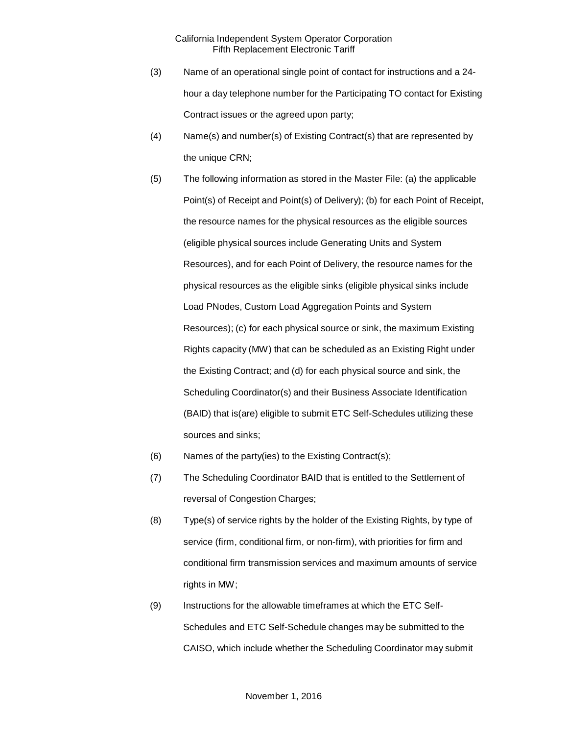(3) Name of an operational single point of contact for instructions and a 24-hour a day telephone number for the Participating TO contact for Existing Contract issues or the agreed upon party;

(4) Name(s) and number(s) of Existing Contract(s) that are represented by the unique CRN;

(5) The following information as stored in the Master File: (a) the applicable Point(s) of Receipt and Point(s) of Delivery); (b) for each Point of Receipt, the resource names for the physical resources as the eligible sources (eligible physical sources include Generating Units and System Resources), and for each Point of Delivery, the resource names for the physical resources as the eligible sinks (eligible physical sinks include Load PNodes, Custom Load Aggregation Points and System Resources); (c) for each physical source or sink, the maximum Existing Rights capacity (MW) that can be scheduled as an Existing Right under the Existing Contract; and (d) for each physical source and sink, the Scheduling Coordinator(s) and their Business Associate Identification (BAID) that is(are) eligible to submit ETC Self-Schedules utilizing these sources and sinks;

(6) Names of the party(ies) to the Existing Contract(s);

(7) The Scheduling Coordinator BAID that is entitled to the Settlement of reversal of Congestion Charges;

(8) Type(s) of service rights by the holder of the Existing Rights, by type of service (firm, conditional firm, or non-firm), with priorities for firm and conditional firm transmission services and maximum amounts of service rights in MW;

(9) Instructions for the allowable timeframes at which the ETC Self-Schedules and ETC Self-Schedule changes may be submitted to the CAISO, which include whether the Scheduling Coordinator may submit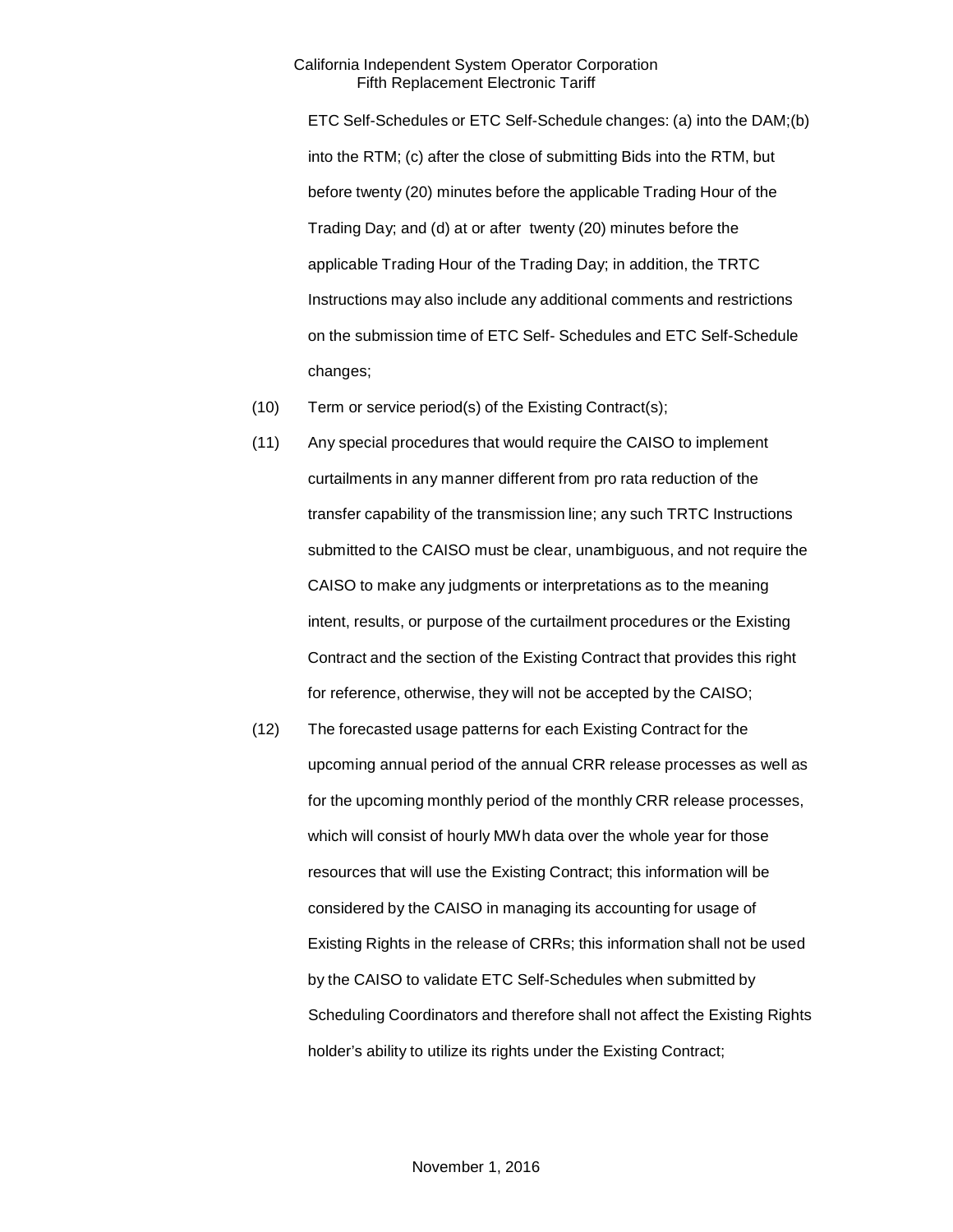ETC Self-Schedules or ETC Self-Schedule changes: (a) into the DAM;(b) into the RTM; (c) after the close of submitting Bids into the RTM, but before twenty (20) minutes before the applicable Trading Hour of the Trading Day; and (d) at or after twenty (20) minutes before the applicable Trading Hour of the Trading Day; in addition, the TRTC Instructions may also include any additional comments and restrictions on the submission time of ETC Self- Schedules and ETC Self-Schedule changes;

(10) Term or service period(s) of the Existing Contract(s);

(11) Any special procedures that would require the CAISO to implement curtailments in any manner different from pro rata reduction of the transfer capability of the transmission line; any such TRTC Instructions submitted to the CAISO must be clear, unambiguous, and not require the CAISO to make any judgments or interpretations as to the meaning intent, results, or purpose of the curtailment procedures or the Existing Contract and the section of the Existing Contract that provides this right for reference, otherwise, they will not be accepted by the CAISO;

(12) The forecasted usage patterns for each Existing Contract for the upcoming annual period of the annual CRR release processes as well as for the upcoming monthly period of the monthly CRR release processes, which will consist of hourly MWh data over the whole year for those resources that will use the Existing Contract; this information will be considered by the CAISO in managing its accounting for usage of Existing Rights in the release of CRRs; this information shall not be used by the CAISO to validate ETC Self-Schedules when submitted by Scheduling Coordinators and therefore shall not affect the Existing Rights holder's ability to utilize its rights under the Existing Contract;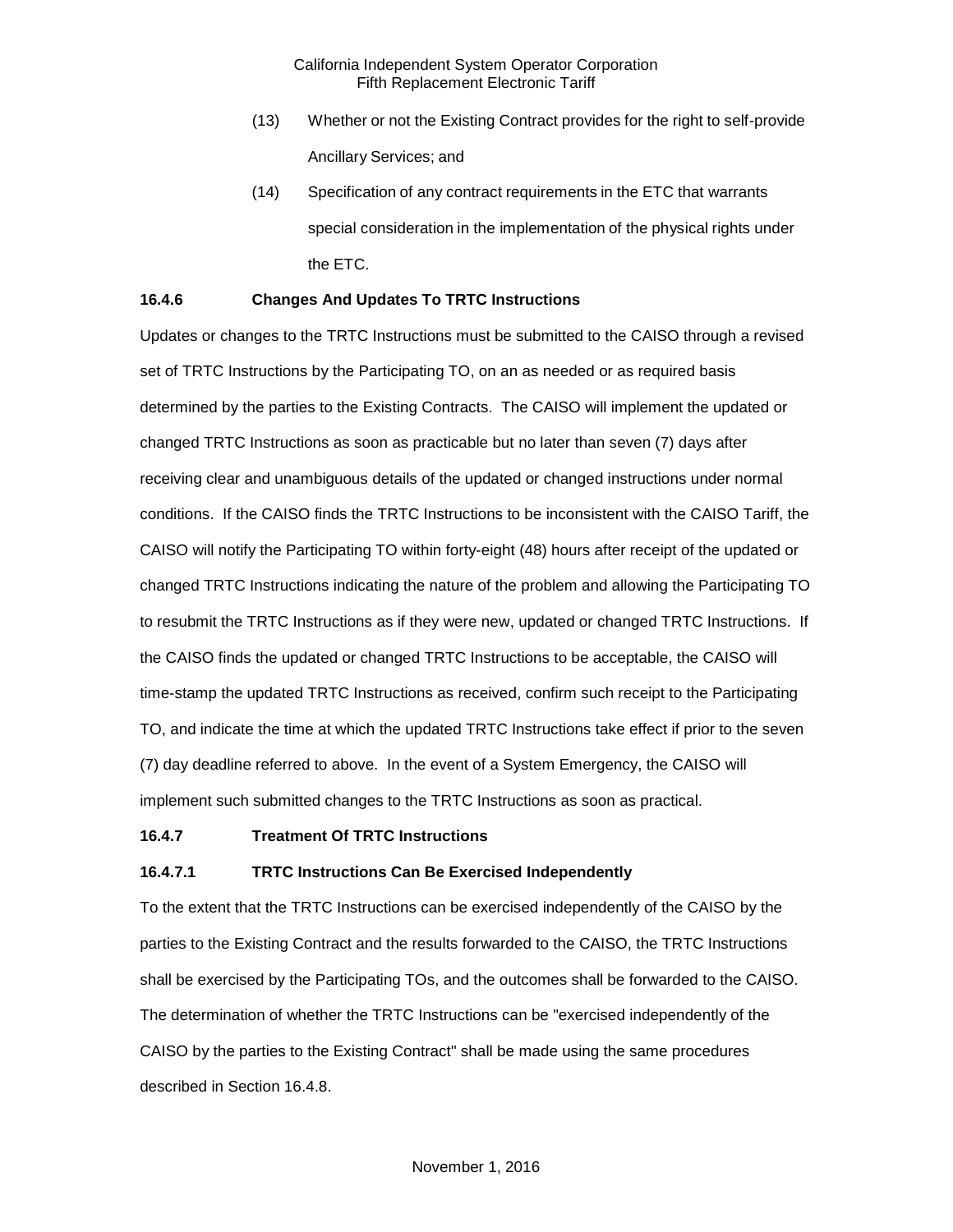(13) Whether or not the Existing Contract provides for the right to self-provide Ancillary Services; and

(14) Specification of any contract requirements in the ETC that warrants special consideration in the implementation of the physical rights under the ETC.

**16.4.6 Changes And Updates To TRTC Instructions**

Updates or changes to the TRTC Instructions must be submitted to the CAISO through a revised set of TRTC Instructions by the Participating TO, on an as needed or as required basis determined by the parties to the Existing Contracts. The CAISO will implement the updated or changed TRTC Instructions as soon as practicable but no later than seven (7) days after receiving clear and unambiguous details of the updated or changed instructions under normal conditions. If the CAISO finds the TRTC Instructions to be inconsistent with the CAISO Tariff, the CAISO will notify the Participating TO within forty-eight (48) hours after receipt of the updated or changed TRTC Instructions indicating the nature of the problem and allowing the Participating TO to resubmit the TRTC Instructions as if they were new, updated or changed TRTC Instructions. If the CAISO finds the updated or changed TRTC Instructions to be acceptable, the CAISO will time-stamp the updated TRTC Instructions as received, confirm such receipt to the Participating TO, and indicate the time at which the updated TRTC Instructions take effect if prior to the seven (7) day deadline referred to above. In the event of a System Emergency, the CAISO will implement such submitted changes to the TRTC Instructions as soon as practical.

**16.4.7 Treatment Of TRTC Instructions**

**16.4.7.1 TRTC Instructions Can Be Exercised Independently**

To the extent that the TRTC Instructions can be exercised independently of the CAISO by the parties to the Existing Contract and the results forwarded to the CAISO, the TRTC Instructions shall be exercised by the Participating TOs, and the outcomes shall be forwarded to the CAISO. The determination of whether the TRTC Instructions can be "exercised independently of the CAISO by the parties to the Existing Contract" shall be made using the same procedures described in Section 16.4.8.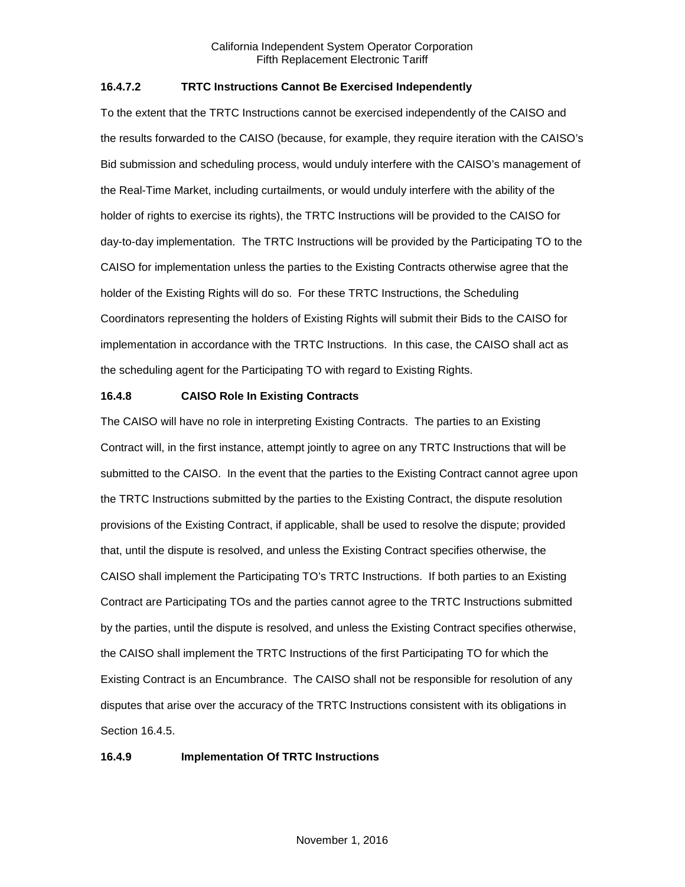### 16.4.7.2 TRTC Instructions Cannot Be Exercised Independently

To the extent that the TRTC Instructions cannot be exercised independently of the CAISO and the results forwarded to the CAISO (because, for example, they require iteration with the CAISO's Bid submission and scheduling process, would unduly interfere with the CAISO's management of the Real-Time Market, including curtailments, or would unduly interfere with the ability of the holder of rights to exercise its rights), the TRTC Instructions will be provided to the CAISO for day-to-day implementation. The TRTC Instructions will be provided by the Participating TO to the CAISO for implementation unless the parties to the Existing Contracts otherwise agree that the holder of the Existing Rights will do so. For these TRTC Instructions, the Scheduling Coordinators representing the holders of Existing Rights will submit their Bids to the CAISO for implementation in accordance with the TRTC Instructions. In this case, the CAISO shall act as the scheduling agent for the Participating TO with regard to Existing Rights.

### 16.4.8 CAISO Role In Existing Contracts

The CAISO will have no role in interpreting Existing Contracts. The parties to an Existing Contract will, in the first instance, attempt jointly to agree on any TRTC Instructions that will be submitted to the CAISO. In the event that the parties to the Existing Contract cannot agree upon the TRTC Instructions submitted by the parties to the Existing Contract, the dispute resolution provisions of the Existing Contract, if applicable, shall be used to resolve the dispute; provided that, until the dispute is resolved, and unless the Existing Contract specifies otherwise, the CAISO shall implement the Participating TO's TRTC Instructions. If both parties to an Existing Contract are Participating TOs and the parties cannot agree to the TRTC Instructions submitted by the parties, until the dispute is resolved, and unless the Existing Contract specifies otherwise, the CAISO shall implement the TRTC Instructions of the first Participating TO for which the Existing Contract is an Encumbrance. The CAISO shall not be responsible for resolution of any disputes that arise over the accuracy of the TRTC Instructions consistent with its obligations in Section 16.4.5.

### 16.4.9 Implementation Of TRTC Instructions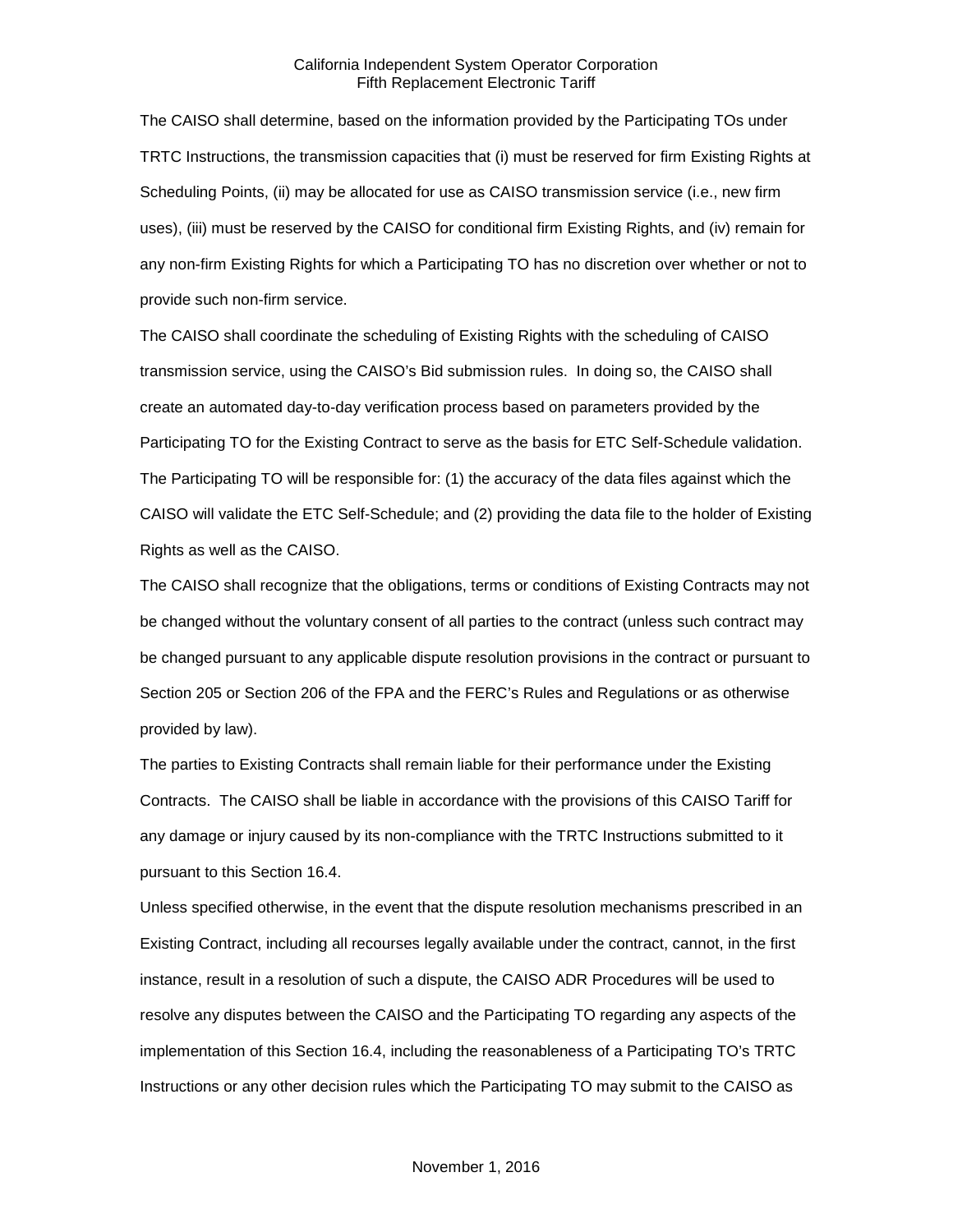The CAISO shall determine, based on the information provided by the Participating TOs under TRTC Instructions, the transmission capacities that (i) must be reserved for firm Existing Rights at Scheduling Points, (ii) may be allocated for use as CAISO transmission service (i.e., new firm uses), (iii) must be reserved by the CAISO for conditional firm Existing Rights, and (iv) remain for any non-firm Existing Rights for which a Participating TO has no discretion over whether or not to provide such non-firm service.

The CAISO shall coordinate the scheduling of Existing Rights with the scheduling of CAISO transmission service, using the CAISO's Bid submission rules. In doing so, the CAISO shall create an automated day-to-day verification process based on parameters provided by the Participating TO for the Existing Contract to serve as the basis for ETC Self-Schedule validation. The Participating TO will be responsible for: (1) the accuracy of the data files against which the CAISO will validate the ETC Self-Schedule; and (2) providing the data file to the holder of Existing Rights as well as the CAISO.

The CAISO shall recognize that the obligations, terms or conditions of Existing Contracts may not be changed without the voluntary consent of all parties to the contract (unless such contract may be changed pursuant to any applicable dispute resolution provisions in the contract or pursuant to Section 205 or Section 206 of the FPA and the FERC's Rules and Regulations or as otherwise provided by law).

The parties to Existing Contracts shall remain liable for their performance under the Existing Contracts. The CAISO shall be liable in accordance with the provisions of this CAISO Tariff for any damage or injury caused by its non-compliance with the TRTC Instructions submitted to it pursuant to this Section 16.4.

Unless specified otherwise, in the event that the dispute resolution mechanisms prescribed in an Existing Contract, including all recourses legally available under the contract, cannot, in the first instance, result in a resolution of such a dispute, the CAISO ADR Procedures will be used to resolve any disputes between the CAISO and the Participating TO regarding any aspects of the implementation of this Section 16.4, including the reasonableness of a Participating TO's TRTC Instructions or any other decision rules which the Participating TO may submit to the CAISO as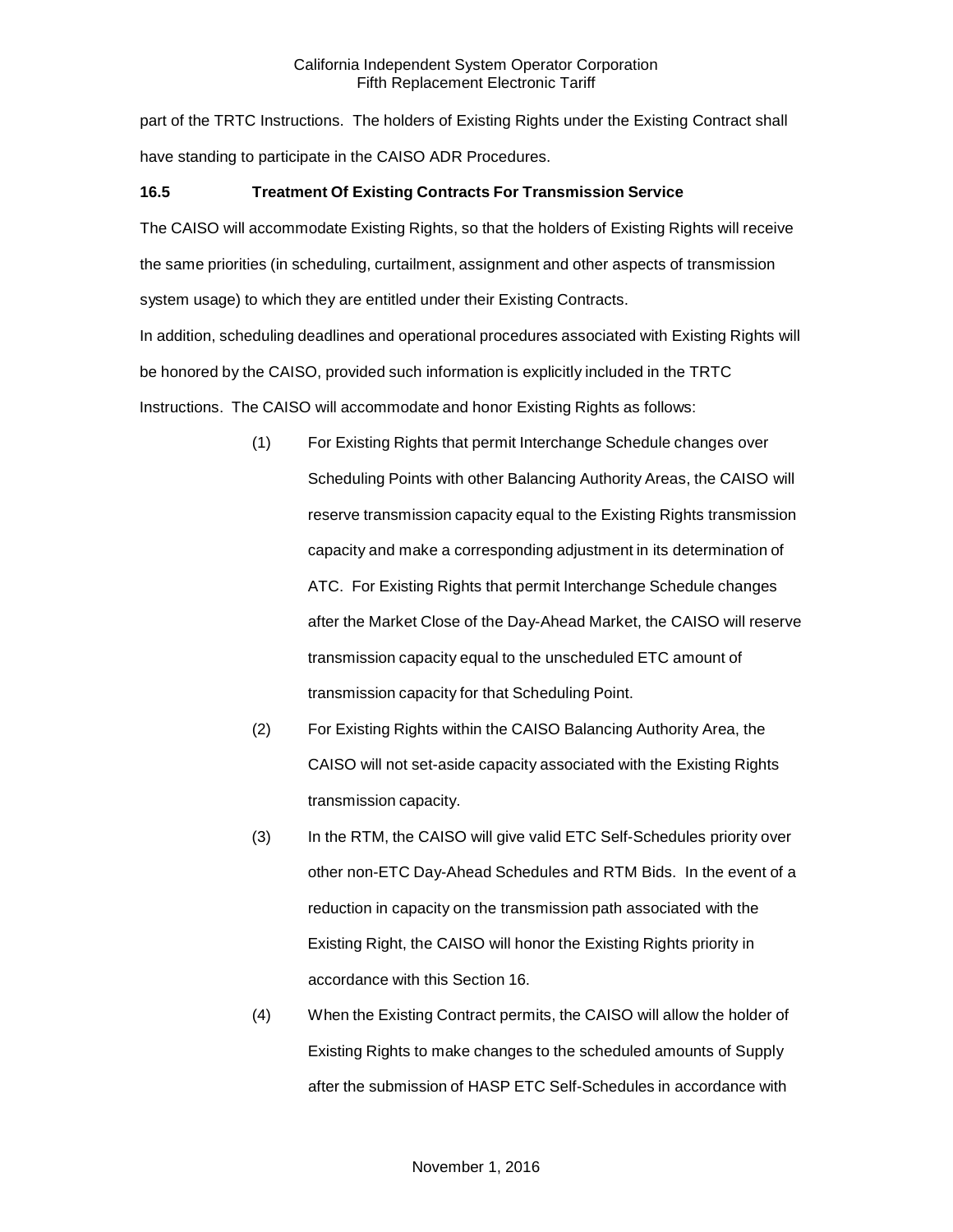part of the TRTC Instructions. The holders of Existing Rights under the Existing Contract shall have standing to participate in the CAISO ADR Procedures.

### 16.5 Treatment Of Existing Contracts For Transmission Service

The CAISO will accommodate Existing Rights, so that the holders of Existing Rights will receive the same priorities (in scheduling, curtailment, assignment and other aspects of transmission system usage) to which they are entitled under their Existing Contracts.

In addition, scheduling deadlines and operational procedures associated with Existing Rights will be honored by the CAISO, provided such information is explicitly included in the TRTC Instructions. The CAISO will accommodate and honor Existing Rights as follows:

(1) For Existing Rights that permit Interchange Schedule changes over Scheduling Points with other Balancing Authority Areas, the CAISO will reserve transmission capacity equal to the Existing Rights transmission capacity and make a corresponding adjustment in its determination of ATC. For Existing Rights that permit Interchange Schedule changes after the Market Close of the Day-Ahead Market, the CAISO will reserve transmission capacity equal to the unscheduled ETC amount of transmission capacity for that Scheduling Point.

(2) For Existing Rights within the CAISO Balancing Authority Area, the CAISO will not set-aside capacity associated with the Existing Rights transmission capacity.

(3) In the RTM, the CAISO will give valid ETC Self-Schedules priority over other non-ETC Day-Ahead Schedules and RTM Bids. In the event of a reduction in capacity on the transmission path associated with the Existing Right, the CAISO will honor the Existing Rights priority in accordance with this Section 16.

(4) When the Existing Contract permits, the CAISO will allow the holder of Existing Rights to make changes to the scheduled amounts of Supply after the submission of HASP ETC Self-Schedules in accordance with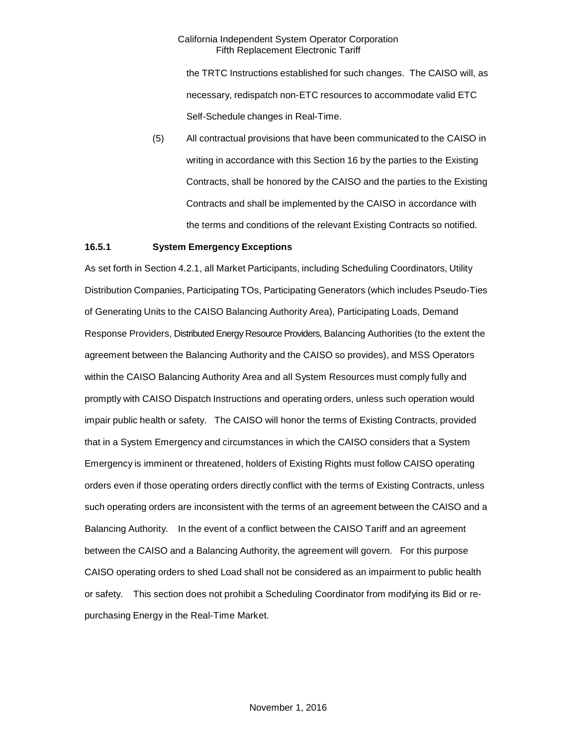the TRTC Instructions established for such changes. The CAISO will, as necessary, redispatch non-ETC resources to accommodate valid ETC Self-Schedule changes in Real-Time.

(5) All contractual provisions that have been communicated to the CAISO in writing in accordance with this Section 16 by the parties to the Existing Contracts, shall be honored by the CAISO and the parties to the Existing Contracts and shall be implemented by the CAISO in accordance with the terms and conditions of the relevant Existing Contracts so notified.

### 16.5.1 System Emergency Exceptions

As set forth in Section 4.2.1, all Market Participants, including Scheduling Coordinators, Utility Distribution Companies, Participating TOs, Participating Generators (which includes Pseudo-Ties of Generating Units to the CAISO Balancing Authority Area), Participating Loads, Demand Response Providers, Distributed Energy Resource Providers, Balancing Authorities (to the extent the agreement between the Balancing Authority and the CAISO so provides), and MSS Operators within the CAISO Balancing Authority Area and all System Resources must comply fully and promptly with CAISO Dispatch Instructions and operating orders, unless such operation would impair public health or safety. The CAISO will honor the terms of Existing Contracts, provided that in a System Emergency and circumstances in which the CAISO considers that a System Emergency is imminent or threatened, holders of Existing Rights must follow CAISO operating orders even if those operating orders directly conflict with the terms of Existing Contracts, unless such operating orders are inconsistent with the terms of an agreement between the CAISO and a Balancing Authority. In the event of a conflict between the CAISO Tariff and an agreement between the CAISO and a Balancing Authority, the agreement will govern. For this purpose CAISO operating orders to shed Load shall not be considered as an impairment to public health or safety. This section does not prohibit a Scheduling Coordinator from modifying its Bid or re-purchasing Energy in the Real-Time Market.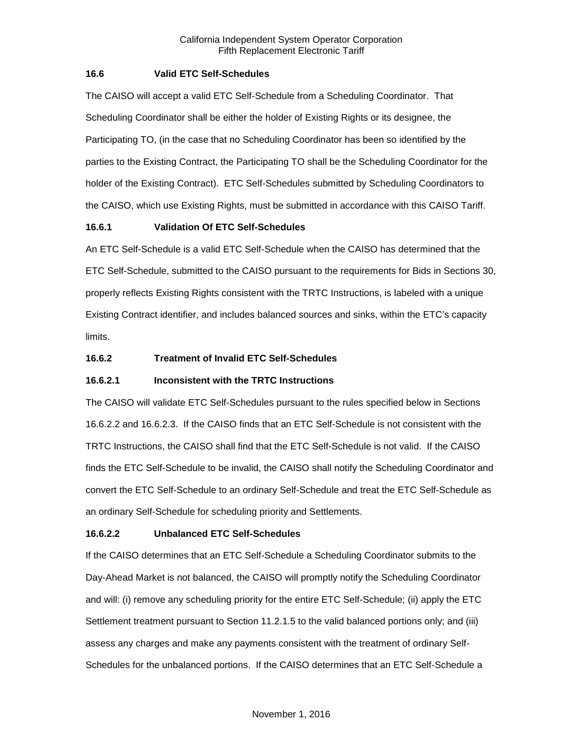### 16.6 Valid ETC Self-Schedules

The CAISO will accept a valid ETC Self-Schedule from a Scheduling Coordinator. That Scheduling Coordinator shall be either the holder of Existing Rights or its designee, the Participating TO, (in the case that no Scheduling Coordinator has been so identified by the parties to the Existing Contract, the Participating TO shall be the Scheduling Coordinator for the holder of the Existing Contract). ETC Self-Schedules submitted by Scheduling Coordinators to the CAISO, which use Existing Rights, must be submitted in accordance with this CAISO Tariff.

#### 16.6.1 Validation Of ETC Self-Schedules

An ETC Self-Schedule is a valid ETC Self-Schedule when the CAISO has determined that the ETC Self-Schedule, submitted to the CAISO pursuant to the requirements for Bids in Sections 30, properly reflects Existing Rights consistent with the TRTC Instructions, is labeled with a unique Existing Contract identifier, and includes balanced sources and sinks, within the ETC's capacity limits.

#### 16.6.2 Treatment of Invalid ETC Self-Schedules

##### 16.6.2.1 Inconsistent with the TRTC Instructions

The CAISO will validate ETC Self-Schedules pursuant to the rules specified below in Sections 16.6.2.2 and 16.6.2.3. If the CAISO finds that an ETC Self-Schedule is not consistent with the TRTC Instructions, the CAISO shall find that the ETC Self-Schedule is not valid. If the CAISO finds the ETC Self-Schedule to be invalid, the CAISO shall notify the Scheduling Coordinator and convert the ETC Self-Schedule to an ordinary Self-Schedule and treat the ETC Self-Schedule as an ordinary Self-Schedule for scheduling priority and Settlements.

##### 16.6.2.2 Unbalanced ETC Self-Schedules

If the CAISO determines that an ETC Self-Schedule a Scheduling Coordinator submits to the Day-Ahead Market is not balanced, the CAISO will promptly notify the Scheduling Coordinator and will: (i) remove any scheduling priority for the entire ETC Self-Schedule; (ii) apply the ETC Settlement treatment pursuant to Section 11.2.1.5 to the valid balanced portions only; and (iii) assess any charges and make any payments consistent with the treatment of ordinary Self-Schedules for the unbalanced portions. If the CAISO determines that an ETC Self-Schedule a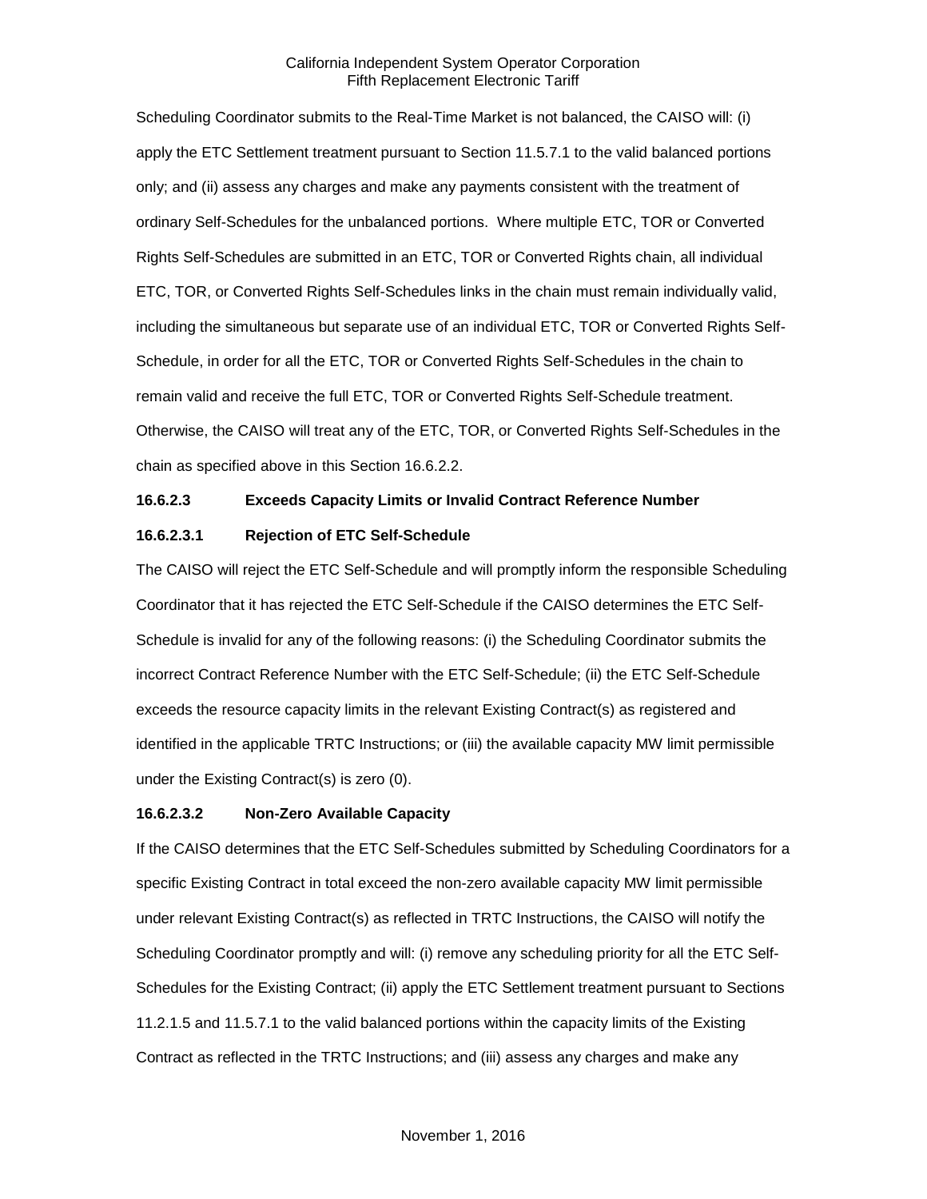Scheduling Coordinator submits to the Real-Time Market is not balanced, the CAISO will: (i) apply the ETC Settlement treatment pursuant to Section 11.5.7.1 to the valid balanced portions only; and (ii) assess any charges and make any payments consistent with the treatment of ordinary Self-Schedules for the unbalanced portions. Where multiple ETC, TOR or Converted Rights Self-Schedules are submitted in an ETC, TOR or Converted Rights chain, all individual ETC, TOR, or Converted Rights Self-Schedules links in the chain must remain individually valid, including the simultaneous but separate use of an individual ETC, TOR or Converted Rights Self-Schedule, in order for all the ETC, TOR or Converted Rights Self-Schedules in the chain to remain valid and receive the full ETC, TOR or Converted Rights Self-Schedule treatment. Otherwise, the CAISO will treat any of the ETC, TOR, or Converted Rights Self-Schedules in the chain as specified above in this Section 16.6.2.2.

**16.6.2.3 Exceeds Capacity Limits or Invalid Contract Reference Number**

**16.6.2.3.1 Rejection of ETC Self-Schedule**

The CAISO will reject the ETC Self-Schedule and will promptly inform the responsible Scheduling Coordinator that it has rejected the ETC Self-Schedule if the CAISO determines the ETC Self-Schedule is invalid for any of the following reasons: (i) the Scheduling Coordinator submits the incorrect Contract Reference Number with the ETC Self-Schedule; (ii) the ETC Self-Schedule exceeds the resource capacity limits in the relevant Existing Contract(s) as registered and identified in the applicable TRTC Instructions; or (iii) the available capacity MW limit permissible under the Existing Contract(s) is zero (0).

**16.6.2.3.2 Non-Zero Available Capacity**

If the CAISO determines that the ETC Self-Schedules submitted by Scheduling Coordinators for a specific Existing Contract in total exceed the non-zero available capacity MW limit permissible under relevant Existing Contract(s) as reflected in TRTC Instructions, the CAISO will notify the Scheduling Coordinator promptly and will: (i) remove any scheduling priority for all the ETC Self-Schedules for the Existing Contract; (ii) apply the ETC Settlement treatment pursuant to Sections 11.2.1.5 and 11.5.7.1 to the valid balanced portions within the capacity limits of the Existing Contract as reflected in the TRTC Instructions; and (iii) assess any charges and make any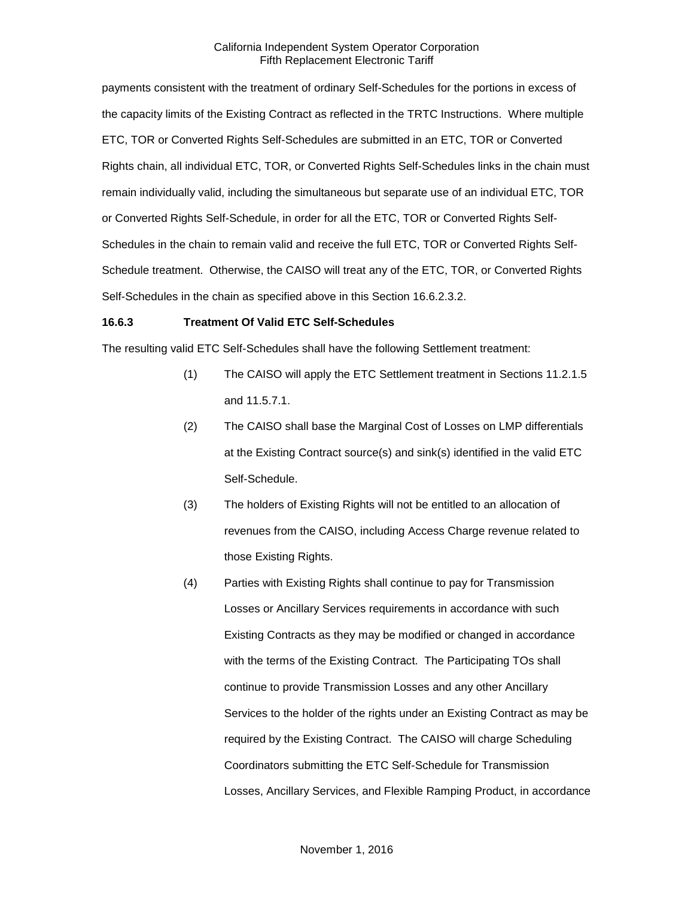payments consistent with the treatment of ordinary Self-Schedules for the portions in excess of the capacity limits of the Existing Contract as reflected in the TRTC Instructions. Where multiple ETC, TOR or Converted Rights Self-Schedules are submitted in an ETC, TOR or Converted Rights chain, all individual ETC, TOR, or Converted Rights Self-Schedules links in the chain must remain individually valid, including the simultaneous but separate use of an individual ETC, TOR or Converted Rights Self-Schedule, in order for all the ETC, TOR or Converted Rights Self-Schedules in the chain to remain valid and receive the full ETC, TOR or Converted Rights Self-Schedule treatment. Otherwise, the CAISO will treat any of the ETC, TOR, or Converted Rights Self-Schedules in the chain as specified above in this Section 16.6.2.3.2.

### 16.6.3 Treatment Of Valid ETC Self-Schedules

The resulting valid ETC Self-Schedules shall have the following Settlement treatment:

(1) The CAISO will apply the ETC Settlement treatment in Sections 11.2.1.5 and 11.5.7.1.

(2) The CAISO shall base the Marginal Cost of Losses on LMP differentials at the Existing Contract source(s) and sink(s) identified in the valid ETC Self-Schedule.

(3) The holders of Existing Rights will not be entitled to an allocation of revenues from the CAISO, including Access Charge revenue related to those Existing Rights.

(4) Parties with Existing Rights shall continue to pay for Transmission Losses or Ancillary Services requirements in accordance with such Existing Contracts as they may be modified or changed in accordance with the terms of the Existing Contract. The Participating TOs shall continue to provide Transmission Losses and any other Ancillary Services to the holder of the rights under an Existing Contract as may be required by the Existing Contract. The CAISO will charge Scheduling Coordinators submitting the ETC Self-Schedule for Transmission Losses, Ancillary Services, and Flexible Ramping Product, in accordance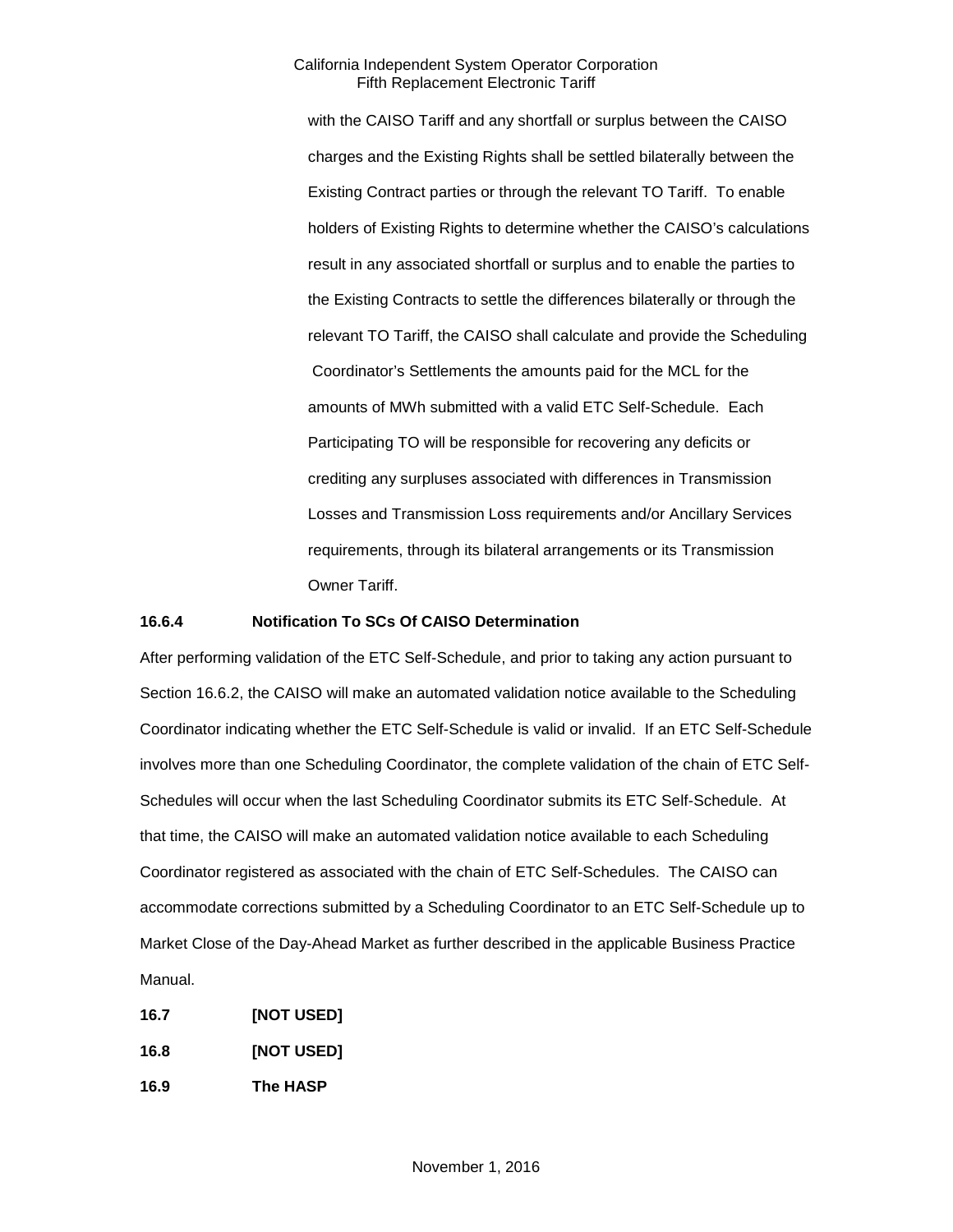with the CAISO Tariff and any shortfall or surplus between the CAISO charges and the Existing Rights shall be settled bilaterally between the Existing Contract parties or through the relevant TO Tariff. To enable holders of Existing Rights to determine whether the CAISO's calculations result in any associated shortfall or surplus and to enable the parties to the Existing Contracts to settle the differences bilaterally or through the relevant TO Tariff, the CAISO shall calculate and provide the Scheduling Coordinator's Settlements the amounts paid for the MCL for the amounts of MWh submitted with a valid ETC Self-Schedule. Each Participating TO will be responsible for recovering any deficits or crediting any surpluses associated with differences in Transmission Losses and Transmission Loss requirements and/or Ancillary Services requirements, through its bilateral arrangements or its Transmission Owner Tariff.

**16.6.4 Notification To SCs Of CAISO Determination**

After performing validation of the ETC Self-Schedule, and prior to taking any action pursuant to Section 16.6.2, the CAISO will make an automated validation notice available to the Scheduling Coordinator indicating whether the ETC Self-Schedule is valid or invalid. If an ETC Self-Schedule involves more than one Scheduling Coordinator, the complete validation of the chain of ETC Self-Schedules will occur when the last Scheduling Coordinator submits its ETC Self-Schedule. At that time, the CAISO will make an automated validation notice available to each Scheduling Coordinator registered as associated with the chain of ETC Self-Schedules. The CAISO can accommodate corrections submitted by a Scheduling Coordinator to an ETC Self-Schedule up to Market Close of the Day-Ahead Market as further described in the applicable Business Practice Manual.

**16.7 [NOT USED]**

**16.8 [NOT USED]**

**16.9 The HASP**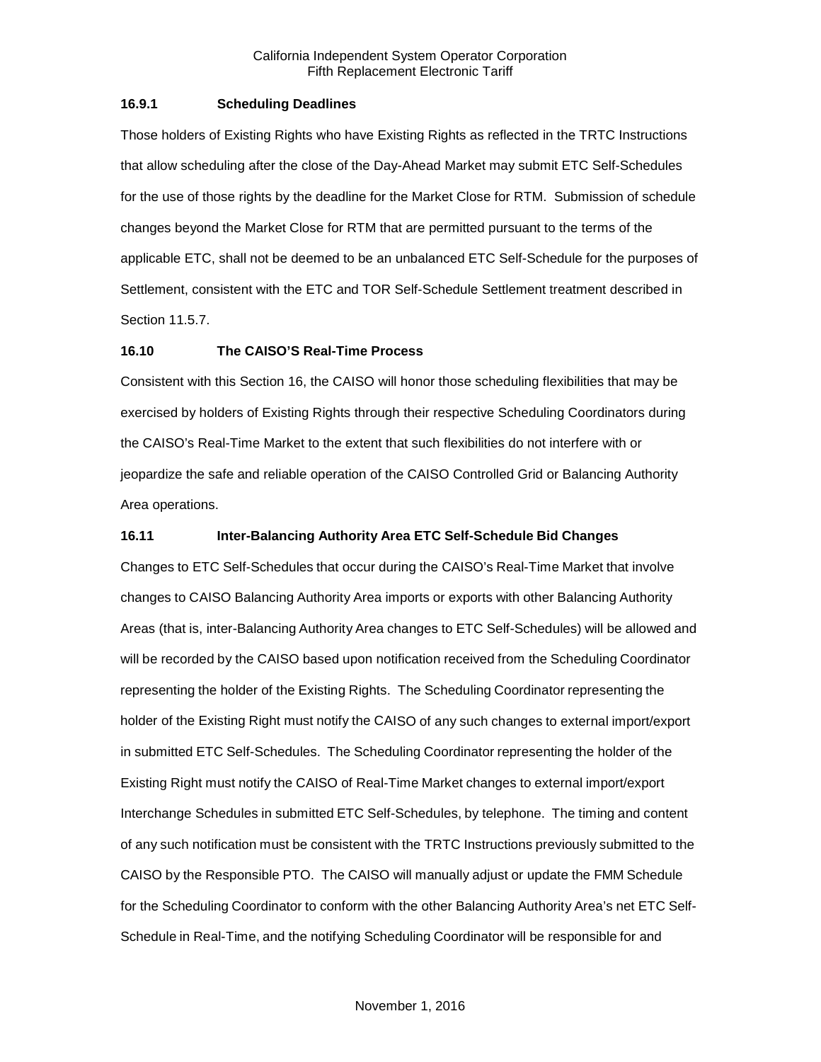### 16.9.1 Scheduling Deadlines

Those holders of Existing Rights who have Existing Rights as reflected in the TRTC Instructions that allow scheduling after the close of the Day-Ahead Market may submit ETC Self-Schedules for the use of those rights by the deadline for the Market Close for RTM. Submission of schedule changes beyond the Market Close for RTM that are permitted pursuant to the terms of the applicable ETC, shall not be deemed to be an unbalanced ETC Self-Schedule for the purposes of Settlement, consistent with the ETC and TOR Self-Schedule Settlement treatment described in Section 11.5.7.

## 16.10 The CAISO'S Real-Time Process

Consistent with this Section 16, the CAISO will honor those scheduling flexibilities that may be exercised by holders of Existing Rights through their respective Scheduling Coordinators during the CAISO's Real-Time Market to the extent that such flexibilities do not interfere with or jeopardize the safe and reliable operation of the CAISO Controlled Grid or Balancing Authority Area operations.

## 16.11 Inter-Balancing Authority Area ETC Self-Schedule Bid Changes

Changes to ETC Self-Schedules that occur during the CAISO's Real-Time Market that involve changes to CAISO Balancing Authority Area imports or exports with other Balancing Authority Areas (that is, inter-Balancing Authority Area changes to ETC Self-Schedules) will be allowed and will be recorded by the CAISO based upon notification received from the Scheduling Coordinator representing the holder of the Existing Rights. The Scheduling Coordinator representing the holder of the Existing Right must notify the CAISO of any such changes to external import/export in submitted ETC Self-Schedules. The Scheduling Coordinator representing the holder of the Existing Right must notify the CAISO of Real-Time Market changes to external import/export Interchange Schedules in submitted ETC Self-Schedules, by telephone. The timing and content of any such notification must be consistent with the TRTC Instructions previously submitted to the CAISO by the Responsible PTO. The CAISO will manually adjust or update the FMM Schedule for the Scheduling Coordinator to conform with the other Balancing Authority Area's net ETC Self-Schedule in Real-Time, and the notifying Scheduling Coordinator will be responsible for and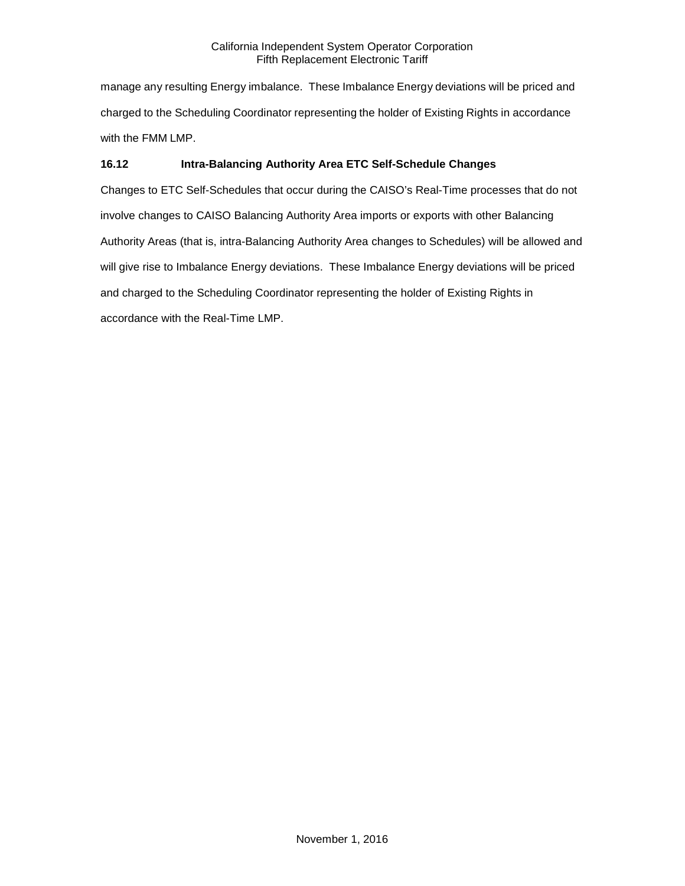manage any resulting Energy imbalance. These Imbalance Energy deviations will be priced and charged to the Scheduling Coordinator representing the holder of Existing Rights in accordance with the FMM LMP.

### 16.12 Intra-Balancing Authority Area ETC Self-Schedule Changes

Changes to ETC Self-Schedules that occur during the CAISO's Real-Time processes that do not involve changes to CAISO Balancing Authority Area imports or exports with other Balancing Authority Areas (that is, intra-Balancing Authority Area changes to Schedules) will be allowed and will give rise to Imbalance Energy deviations. These Imbalance Energy deviations will be priced and charged to the Scheduling Coordinator representing the holder of Existing Rights in accordance with the Real-Time LMP.